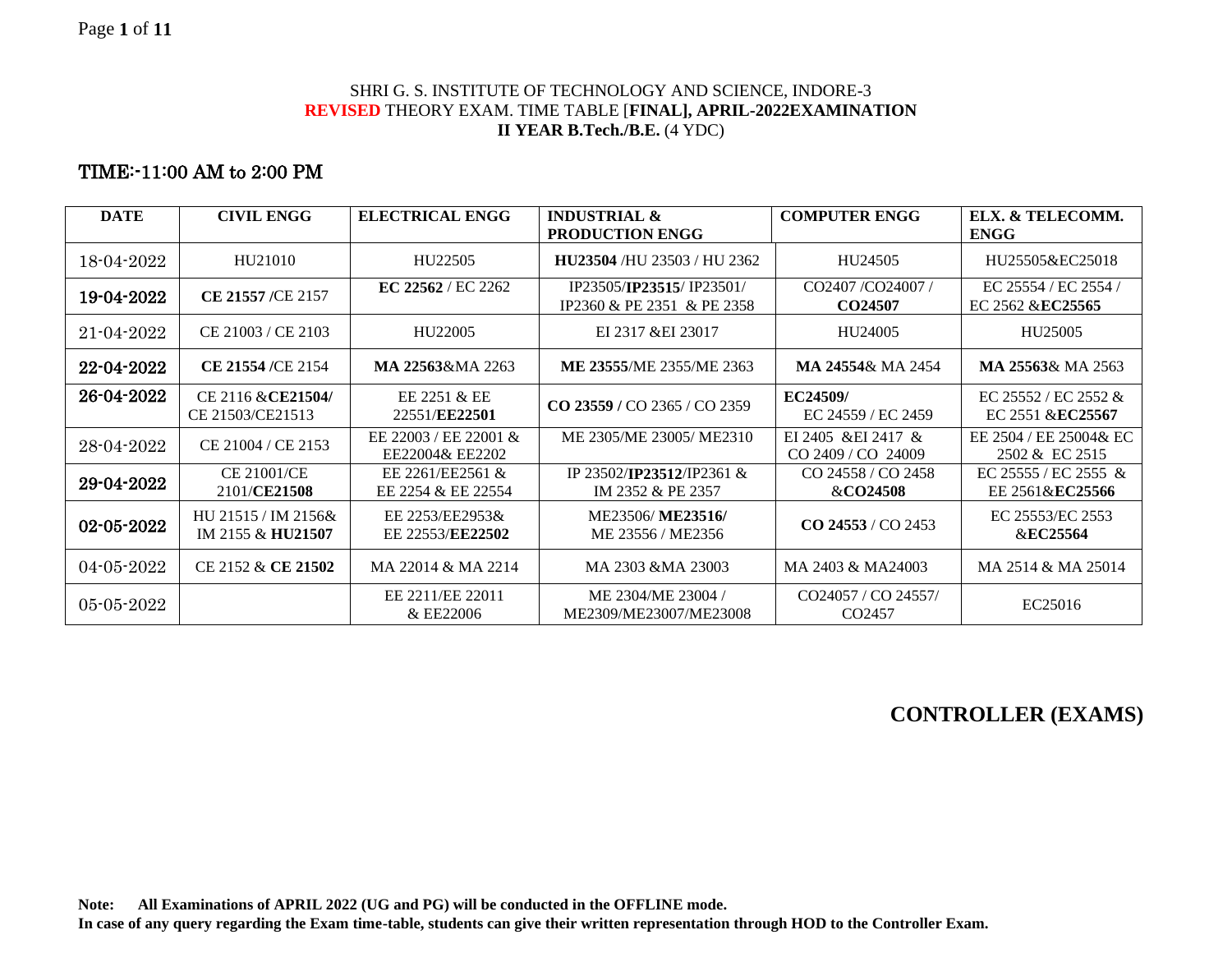SHRI G. S. INSTITUTE OF TECHNOLOGY AND SCIENCE, INDORE-3

**REVISED** THEORY EXAM. TIME TABLE [**FINAL], APRIL-2022EXAMINATION**

**II YEAR B.Tech./B.E.** (4 YDC)

## TIME:-11:00 AM to 2:00 PM

| DATE | CIVIL ENGG | ELECTRICAL ENGG | INDUSTRIAL & PRODUCTION ENGG | COMPUTER ENGG | ELX. & TELECOMM. ENGG |
|---|---|---|---|---|---|
| 18-04-2022 | HU21010 | HU22505 | **HU23504** /HU 23503 / HU 2362 | HU24505 | HU25505&EC25018 |
| **19-04-2022** | **CE 21557 /**CE 2157 | **EC 22562** / EC 2262 | IP23505/**IP23515**/ IP23501/ IP2360 & PE 2351 & PE 2358 | CO2407 /CO24007 / **CO24507** | EC 25554 / EC 2554 / EC 2562 &**EC25565** |
| 21-04-2022 | CE 21003 / CE 2103 | HU22005 | EI 2317 &EI 23017 | HU24005 | HU25005 |
| **22-04-2022** | **CE 21554 /**CE 2154 | **MA 22563**&MA 2263 | **ME 23555**/ME 2355/ME 2363 | **MA 24554**& MA 2454 | **MA 25563**& MA 2563 |
| **26-04-2022** | CE 2116 &**CE21504/** CE 21503/CE21513 | EE 2251 & EE 22551/**EE22501** | **CO 23559 /** CO 2365 / CO 2359 | **EC24509/** EC 24559 / EC 2459 | EC 25552 / EC 2552 & EC 2551 &**EC25567** |
| 28-04-2022 | CE 21004 / CE 2153 | EE 22003 / EE 22001 & EE22004& EE2202 | ME 2305/ME 23005/ ME2310 | EI 2405 &EI 2417 & CO 2409 / CO 24009 | EE 2504 / EE 25004& EC 2502 & EC 2515 |
| **29-04-2022** | CE 21001/CE 2101/**CE21508** | EE 2261/EE2561 & EE 2254 & EE 22554 | IP 23502/**IP23512**/IP2361 & IM 2352 & PE 2357 | CO 24558 / CO 2458 &**CO24508** | EC 25555 / EC 2555 & EE 2561&**EC25566** |
| **02-05-2022** | HU 21515 / IM 2156& IM 2155 & **HU21507** | EE 2253/EE2953& EE 22553/**EE22502** | ME23506/ **ME23516/** ME 23556 / ME2356 | **CO 24553** / CO 2453 | EC 25553/EC 2553 &**EC25564** |
| 04-05-2022 | CE 2152 & **CE 21502** | MA 22014 & MA 2214 | MA 2303 &MA 23003 | MA 2403 & MA24003 | MA 2514 & MA 25014 |
| 05-05-2022 | | EE 2211/EE 22011 & EE22006 | ME 2304/ME 23004 / ME2309/ME23007/ME23008 | CO24057 / CO 24557/ CO2457 | EC25016 |

**CONTROLLER (EXAMS)**

**Note: All Examinations of APRIL 2022 (UG and PG) will be conducted in the OFFLINE mode.**

**In case of any query regarding the Exam time-table, students can give their written representation through HOD to the Controller Exam.**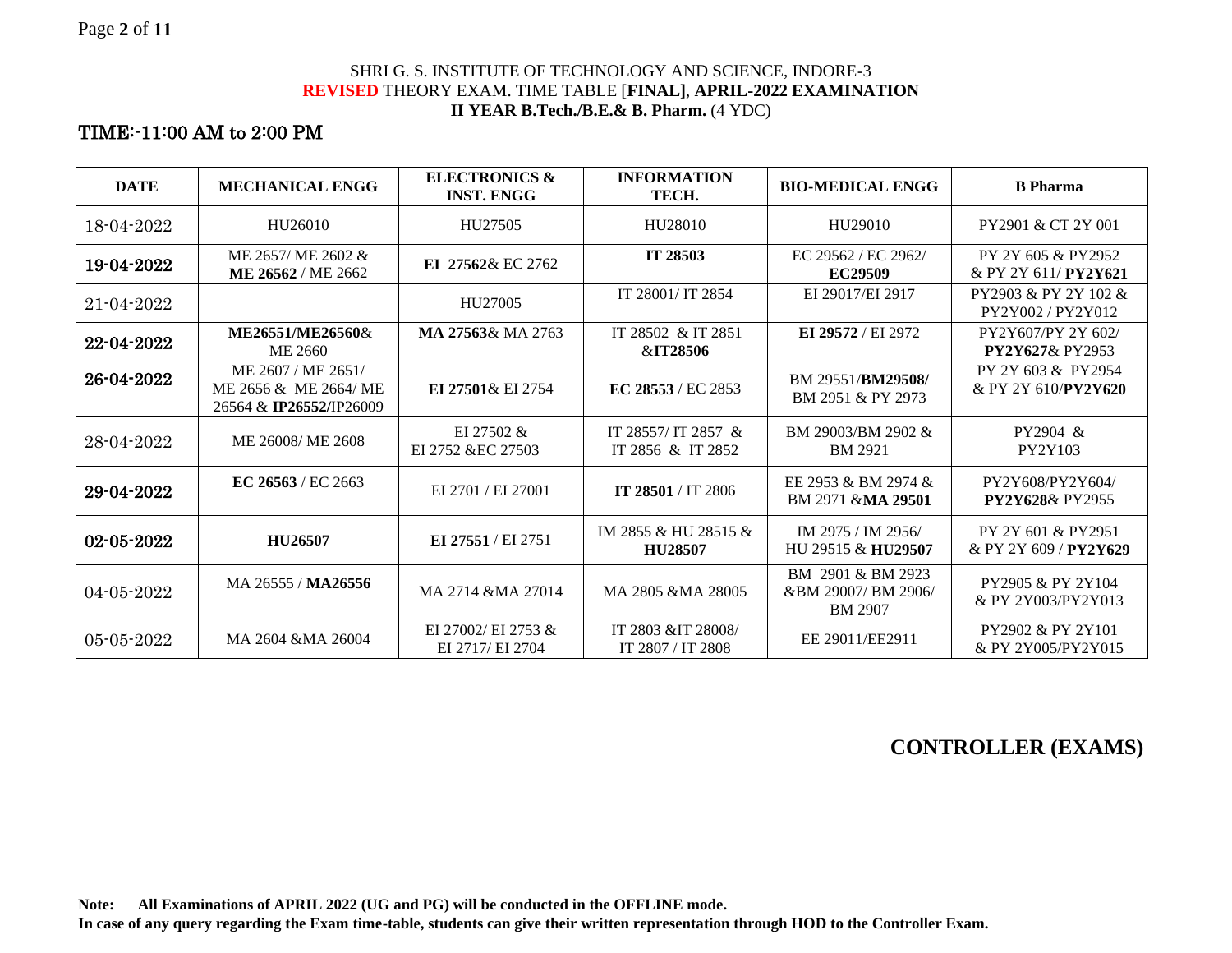SHRI G. S. INSTITUTE OF TECHNOLOGY AND SCIENCE, INDORE-3

**REVISED** THEORY EXAM. TIME TABLE [**FINAL**], **APRIL-2022 EXAMINATION**

**II YEAR B.Tech./B.E.& B. Pharm.** (4 YDC)

## TIME:-11:00 AM to 2:00 PM

| DATE | MECHANICAL ENGG | ELECTRONICS & INST. ENGG | INFORMATION TECH. | BIO-MEDICAL ENGG | B Pharma |
|---|---|---|---|---|---|
| 18-04-2022 | HU26010 | HU27505 | HU28010 | HU29010 | PY2901 & CT 2Y 001 |
| **19-04-2022** | ME 2657/ ME 2602 & **ME 26562** / ME 2662 | **EI 27562**& EC 2762 | **IT 28503** | EC 29562 / EC 2962/ **EC29509** | PY 2Y 605 & PY2952 & PY 2Y 611/ **PY2Y621** |
| 21-04-2022 | | HU27005 | IT 28001/ IT 2854 | EI 29017/EI 2917 | PY2903 & PY 2Y 102 & PY2Y002 / PY2Y012 |
| **22-04-2022** | **ME26551/ME26560**& ME 2660 | **MA 27563**& MA 2763 | IT 28502 & IT 2851 &**IT28506** | **EI 29572** / EI 2972 | PY2Y607/PY 2Y 602/ **PY2Y627**& PY2953 |
| **26-04-2022** | ME 2607 / ME 2651/ ME 2656 & ME 2664/ ME 26564 & **IP26552**/IP26009 | **EI 27501**& EI 2754 | **EC 28553** / EC 2853 | BM 29551/**BM29508/** BM 2951 & PY 2973 | PY 2Y 603 & PY2954 & PY 2Y 610/**PY2Y620** |
| 28-04-2022 | ME 26008/ ME 2608 | EI 27502 & EI 2752 &EC 27503 | IT 28557/ IT 2857 & IT 2856 & IT 2852 | BM 29003/BM 2902 & BM 2921 | PY2904 & PY2Y103 |
| **29-04-2022** | **EC 26563** / EC 2663 | EI 2701 / EI 27001 | **IT 28501** / IT 2806 | EE 2953 & BM 2974 & BM 2971 &**MA 29501** | PY2Y608/PY2Y604/ **PY2Y628**& PY2955 |
| **02-05-2022** | **HU26507** | **EI 27551** / EI 2751 | IM 2855 & HU 28515 & **HU28507** | IM 2975 / IM 2956/ HU 29515 & **HU29507** | PY 2Y 601 & PY2951 & PY 2Y 609 / **PY2Y629** |
| 04-05-2022 | MA 26555 / **MA26556** | MA 2714 &MA 27014 | MA 2805 &MA 28005 | BM 2901 & BM 2923 &BM 29007/ BM 2906/ BM 2907 | PY2905 & PY 2Y104 & PY 2Y003/PY2Y013 |
| 05-05-2022 | MA 2604 &MA 26004 | EI 27002/ EI 2753 & EI 2717/ EI 2704 | IT 2803 &IT 28008/ IT 2807 / IT 2808 | EE 29011/EE2911 | PY2902 & PY 2Y101 & PY 2Y005/PY2Y015 |

**CONTROLLER (EXAMS)**

**Note: All Examinations of APRIL 2022 (UG and PG) will be conducted in the OFFLINE mode.**

**In case of any query regarding the Exam time-table, students can give their written representation through HOD to the Controller Exam.**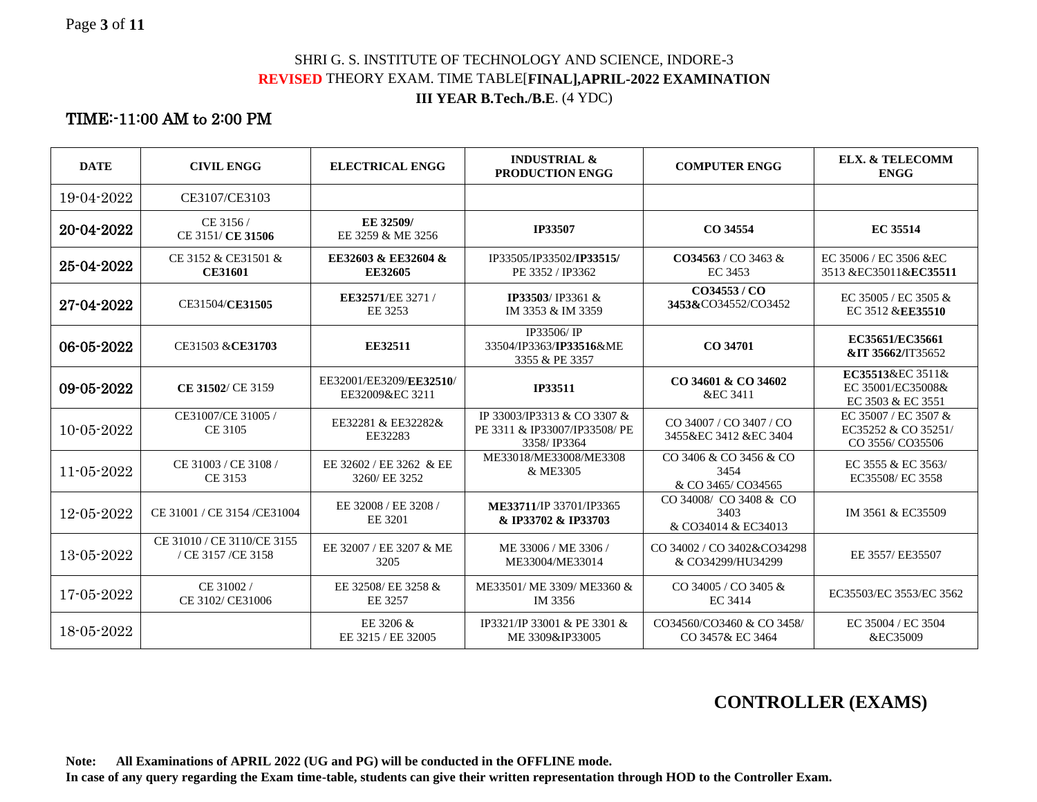SHRI G. S. INSTITUTE OF TECHNOLOGY AND SCIENCE, INDORE-3

**REVISED** THEORY EXAM. TIME TABLE[**FINAL],APRIL-2022 EXAMINATION**

**III YEAR B.Tech./B.E**. (4 YDC)

TIME:-11:00 AM to 2:00 PM

| DATE | CIVIL ENGG | ELECTRICAL ENGG | INDUSTRIAL & PRODUCTION ENGG | COMPUTER ENGG | ELX. & TELECOMM ENGG |
|---|---|---|---|---|---|
| 19-04-2022 | CE3107/CE3103 | | | | |
| **20-04-2022** | CE 3156 / CE 3151/ **CE 31506** | **EE 32509/** EE 3259 & ME 3256 | **IP33507** | **CO 34554** | **EC 35514** |
| **25-04-2022** | CE 3152 & CE31501 & **CE31601** | **EE32603 & EE32604 & EE32605** | IP33505/IP33502/**IP33515/** PE 3352 / IP3362 | **CO34563** / CO 3463 & EC 3453 | EC 35006 / EC 3506 &EC 3513 &EC35011&**EC35511** |
| **27-04-2022** | CE31504/**CE31505** | **EE32571**/EE 3271 / EE 3253 | **IP33503**/ IP3361 & IM 3353 & IM 3359 | **CO34553 / CO 3453&**CO34552/CO3452 | EC 35005 / EC 3505 & EC 3512 &**EE35510** |
| **06-05-2022** | CE31503 &**CE31703** | **EE32511** | IP33506/ IP 33504/IP3363/**IP33516**&ME 3355 & PE 3357 | **CO 34701** | **EC35651/EC35661 &IT 35662/**IT35652 |
| **09-05-2022** | **CE 31502**/ CE 3159 | EE32001/EE3209/**EE32510**/ EE32009&EC 3211 | **IP33511** | **CO 34601 & CO 34602** &EC 3411 | **EC35513**&EC 3511& EC 35001/EC35008& EC 3503 & EC 3551 |
| 10-05-2022 | CE31007/CE 31005 / CE 3105 | EE32281 & EE32282& EE32283 | IP 33003/IP3313 & CO 3307 & PE 3311 & IP33007/IP33508/ PE 3358/ IP3364 | CO 34007 / CO 3407 / CO 3455&EC 3412 &EC 3404 | EC 35007 / EC 3507 & EC35252 & CO 35251/ CO 3556/ CO35506 |
| 11-05-2022 | CE 31003 / CE 3108 / CE 3153 | EE 32602 / EE 3262 & EE 3260/ EE 3252 | ME33018/ME33008/ME3308 & ME3305 | CO 3406 & CO 3456 & CO 3454 & CO 3465/ CO34565 | EC 3555 & EC 3563/ EC35508/ EC 3558 |
| 12-05-2022 | CE 31001 / CE 3154 /CE31004 | EE 32008 / EE 3208 / EE 3201 | **ME33711**/IP 33701/IP3365 **& IP33702 & IP33703** | CO 34008/ CO 3408 & CO 3403 & CO34014 & EC34013 | IM 3561 & EC35509 |
| 13-05-2022 | CE 31010 / CE 3110/CE 3155 / CE 3157 /CE 3158 | EE 32007 / EE 3207 & ME 3205 | ME 33006 / ME 3306 / ME33004/ME33014 | CO 34002 / CO 3402&CO34298 & CO34299/HU34299 | EE 3557/ EE35507 |
| 17-05-2022 | CE 31002 / CE 3102/ CE31006 | EE 32508/ EE 3258 & EE 3257 | ME33501/ ME 3309/ ME3360 & IM 3356 | CO 34005 / CO 3405 & EC 3414 | EC35503/EC 3553/EC 3562 |
| 18-05-2022 | | EE 3206 & EE 3215 / EE 32005 | IP3321/IP 33001 & PE 3301 & ME 3309&IP33005 | CO34560/CO3460 & CO 3458/ CO 3457& EC 3464 | EC 35004 / EC 3504 &EC35009 |

**CONTROLLER (EXAMS)**

**Note: All Examinations of APRIL 2022 (UG and PG) will be conducted in the OFFLINE mode.**
**In case of any query regarding the Exam time-table, students can give their written representation through HOD to the Controller Exam.**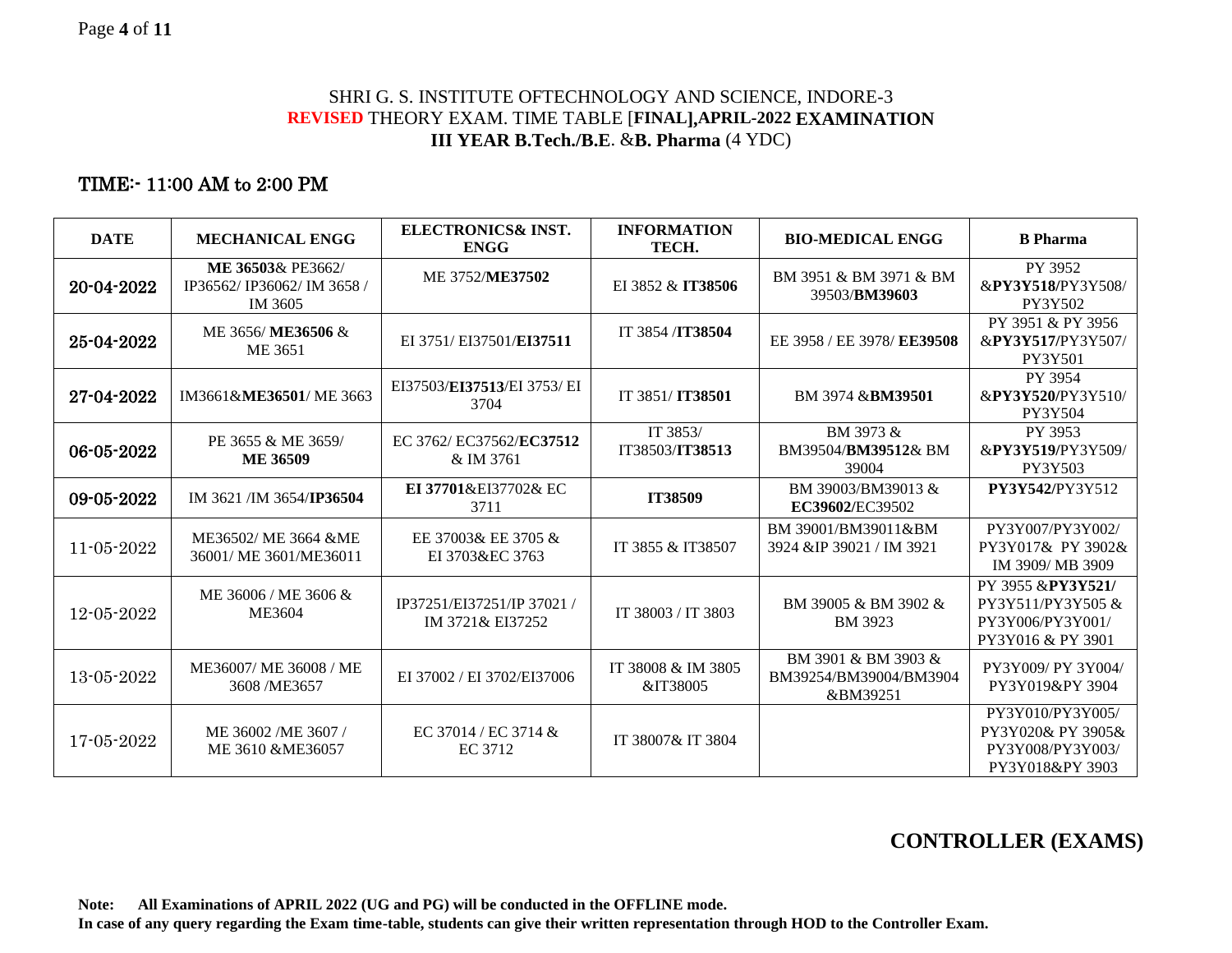SHRI G. S. INSTITUTE OFTECHNOLOGY AND SCIENCE, INDORE-3
**REVISED** THEORY EXAM. TIME TABLE [**FINAL],APRIL-2022 EXAMINATION**
**III YEAR B.Tech./B.E**. &**B. Pharma** (4 YDC)

TIME:- 11:00 AM to 2:00 PM

| DATE | MECHANICAL ENGG | ELECTRONICS& INST. ENGG | INFORMATION TECH. | BIO-MEDICAL ENGG | B Pharma |
|---|---|---|---|---|---|
| 20-04-2022 | **ME 36503**& PE3662/ IP36562/ IP36062/ IM 3658 / IM 3605 | ME 3752/**ME37502** | EI 3852 & **IT38506** | BM 3951 & BM 3971 & BM 39503/**BM39603** | PY 3952 &**PY3Y518**/PY3Y508/ PY3Y502 |
| 25-04-2022 | ME 3656/ **ME36506** & ME 3651 | EI 3751/ EI37501/**EI37511** | IT 3854 /**IT38504** | EE 3958 / EE 3978/ **EE39508** | PY 3951 & PY 3956 &**PY3Y517**/PY3Y507/ PY3Y501 |
| 27-04-2022 | IM3661&**ME36501**/ ME 3663 | EI37503/**EI37513**/EI 3753/ EI 3704 | IT 3851/ **IT38501** | BM 3974 &**BM39501** | PY 3954 &**PY3Y520**/PY3Y510/ PY3Y504 |
| 06-05-2022 | PE 3655 & ME 3659/ **ME 36509** | EC 3762/ EC37562/**EC37512** & IM 3761 | IT 3853/ IT38503/**IT38513** | BM 3973 & BM39504/**BM39512**& BM 39004 | PY 3953 &**PY3Y519**/PY3Y509/ PY3Y503 |
| 09-05-2022 | IM 3621 /IM 3654/**IP36504** | **EI 37701**&EI37702& EC 3711 | **IT38509** | BM 39003/BM39013 & **EC39602**/EC39502 | **PY3Y542**/PY3Y512 |
| 11-05-2022 | ME36502/ ME 3664 &ME 36001/ ME 3601/ME36011 | EE 37003& EE 3705 & EI 3703&EC 3763 | IT 3855 & IT38507 | BM 39001/BM39011&BM 3924 &IP 39021 / IM 3921 | PY3Y007/PY3Y002/ PY3Y017& PY 3902& IM 3909/ MB 3909 |
| 12-05-2022 | ME 36006 / ME 3606 & ME3604 | IP37251/EI37251/IP 37021 / IM 3721& EI37252 | IT 38003 / IT 3803 | BM 39005 & BM 3902 & BM 3923 | PY 3955 &**PY3Y521/** PY3Y511/PY3Y505 & PY3Y006/PY3Y001/ PY3Y016 & PY 3901 |
| 13-05-2022 | ME36007/ ME 36008 / ME 3608 /ME3657 | EI 37002 / EI 3702/EI37006 | IT 38008 & IM 3805 &IT38005 | BM 3901 & BM 3903 & BM39254/BM39004/BM3904 &BM39251 | PY3Y009/ PY 3Y004/ PY3Y019&PY 3904 |
| 17-05-2022 | ME 36002 /ME 3607 / ME 3610 &ME36057 | EC 37014 / EC 3714 & EC 3712 | IT 38007& IT 3804 | | PY3Y010/PY3Y005/ PY3Y020& PY 3905& PY3Y008/PY3Y003/ PY3Y018&PY 3903 |

**CONTROLLER (EXAMS)**

**Note: All Examinations of APRIL 2022 (UG and PG) will be conducted in the OFFLINE mode.**
**In case of any query regarding the Exam time-table, students can give their written representation through HOD to the Controller Exam.**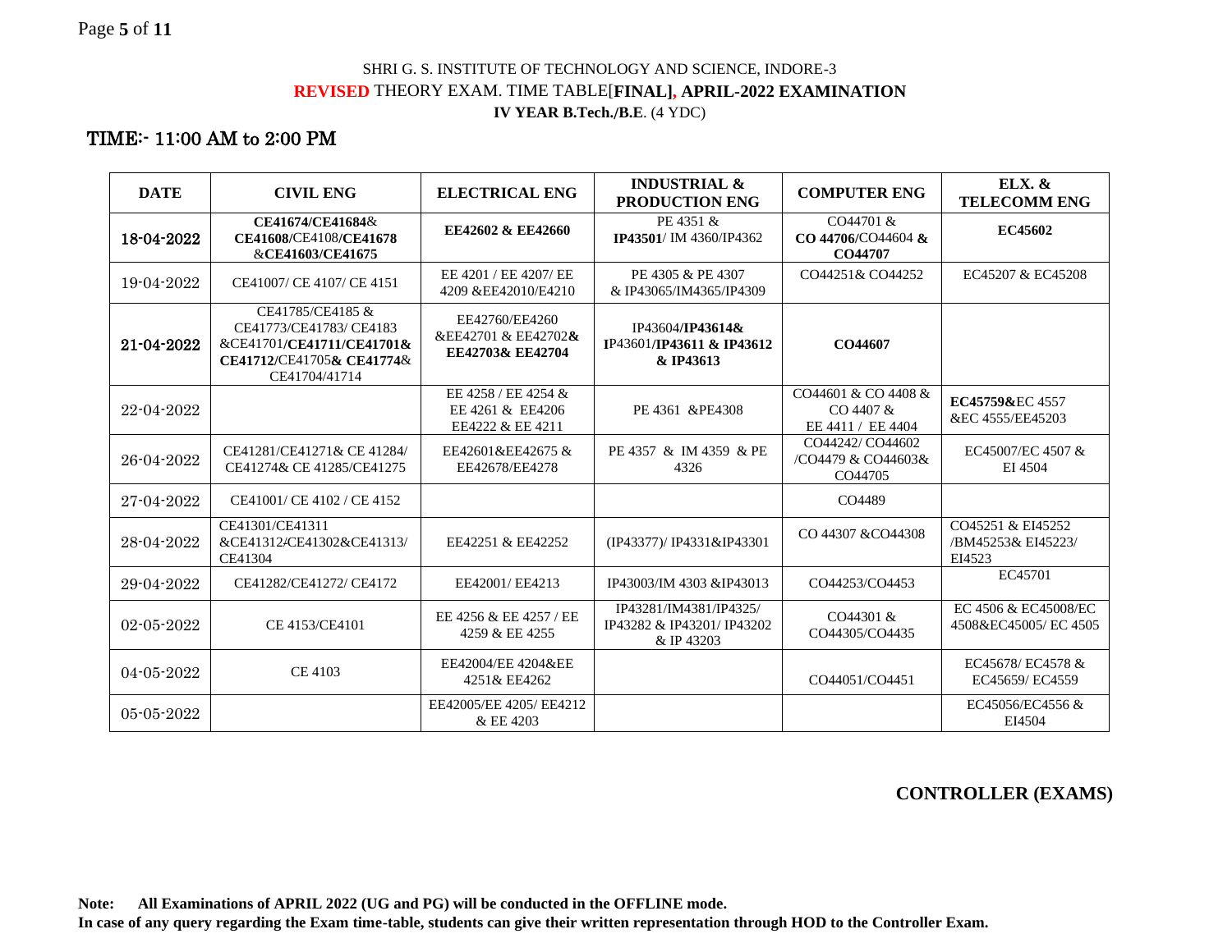SHRI G. S. INSTITUTE OF TECHNOLOGY AND SCIENCE, INDORE-3

**REVISED** THEORY EXAM. TIME TABLE[**FINAL], APRIL-2022 EXAMINATION**

**IV YEAR B.Tech./B.E**. (4 YDC)

## TIME:- 11:00 AM to 2:00 PM

| DATE | CIVIL ENG | ELECTRICAL ENG | INDUSTRIAL & PRODUCTION ENG | COMPUTER ENG | ELX. & TELECOMM ENG |
|---|---|---|---|---|---|
| 18-04-2022 | **CE41674/CE41684**& **CE41608**/CE4108/**CE41678** &**CE41603/CE41675** | **EE42602 & EE42660** | PE 4351 & **IP43501**/ IM 4360/IP4362 | CO44701 & **CO 44706**/CO44604 **& CO44707** | **EC45602** |
| 19-04-2022 | CE41007/ CE 4107/ CE 4151 | EE 4201 / EE 4207/ EE 4209 &EE42010/E4210 | PE 4305 & PE 4307 & IP43065/IM4365/IP4309 | CO44251& CO44252 | EC45207 & EC45208 |
| 21-04-2022 | CE41785/CE4185 & CE41773/CE41783/ CE4183 &CE41701/**CE41711/CE41701& CE41712**/CE41705**& CE41774**& CE41704/41714 | EE42760/EE4260 &EE42701 & EE42702**& EE42703& EE42704** | IP43604/**IP43614&** IP43601/**IP43611 & IP43612 & IP43613** | **CO44607** | |
| 22-04-2022 | | EE 4258 / EE 4254 & EE 4261 & EE4206 EE4222 & EE 4211 | PE 4361 &PE4308 | CO44601 & CO 4408 & CO 4407 & EE 4411 / EE 4404 | **EC45759&**EC 4557 &EC 4555/EE45203 |
| 26-04-2022 | CE41281/CE41271& CE 41284/ CE41274& CE 41285/CE41275 | EE42601&EE42675 & EE42678/EE4278 | PE 4357 & IM 4359 & PE 4326 | CO44242/ CO44602 /CO4479 & CO44603& CO44705 | EC45007/EC 4507 & EI 4504 |
| 27-04-2022 | CE41001/ CE 4102 / CE 4152 | | | CO4489 | |
| 28-04-2022 | CE41301/CE41311 &CE41312/CE41302&CE41313/ CE41304 | EE42251 & EE42252 | (IP43377)/ IP4331&IP43301 | CO 44307 &CO44308 | CO45251 & EI45252 /BM45253& EI45223/ EI4523 |
| 29-04-2022 | CE41282/CE41272/ CE4172 | EE42001/ EE4213 | IP43003/IM 4303 &IP43013 | CO44253/CO4453 | EC45701 |
| 02-05-2022 | CE 4153/CE4101 | EE 4256 & EE 4257 / EE 4259 & EE 4255 | IP43281/IM4381/IP4325/ IP43282 & IP43201/ IP43202 & IP 43203 | CO44301 & CO44305/CO4435 | EC 4506 & EC45008/EC 4508&EC45005/ EC 4505 |
| 04-05-2022 | CE 4103 | EE42004/EE 4204&EE 4251& EE4262 | | CO44051/CO4451 | EC45678/ EC4578 & EC45659/ EC4559 |
| 05-05-2022 | | EE42005/EE 4205/ EE4212 & EE 4203 | | | EC45056/EC4556 & EI4504 |

**CONTROLLER (EXAMS)**

**Note: All Examinations of APRIL 2022 (UG and PG) will be conducted in the OFFLINE mode.**
**In case of any query regarding the Exam time-table, students can give their written representation through HOD to the Controller Exam.**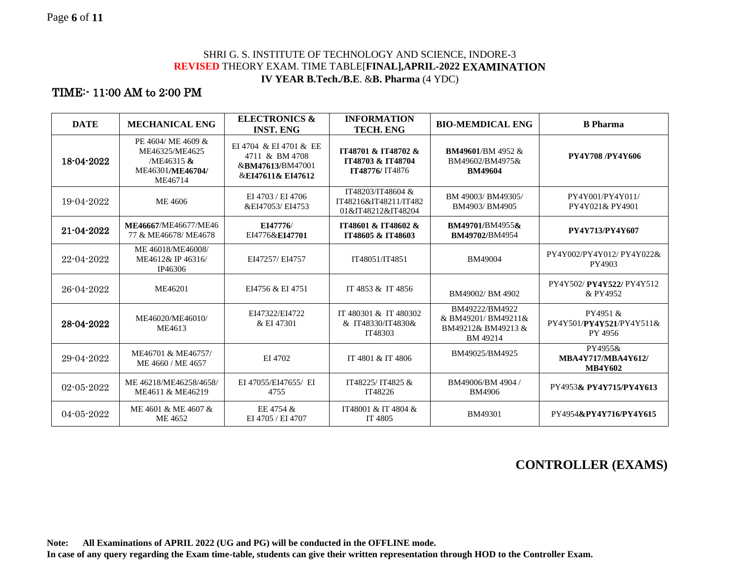SHRI G. S. INSTITUTE OF TECHNOLOGY AND SCIENCE, INDORE-3

**REVISED** THEORY EXAM. TIME TABLE[**FINAL],APRIL-2022 EXAMINATION**

**IV YEAR B.Tech./B.E**. &**B. Pharma** (4 YDC)

TIME:- 11:00 AM to 2:00 PM

| DATE | MECHANICAL ENG | ELECTRONICS & INST. ENG | INFORMATION TECH. ENG | BIO-MEMDICAL ENG | B Pharma |
|---|---|---|---|---|---|
| 18-04-2022 | PE 4604/ ME 4609 & ME46325/ME4625 /ME46315 **&** ME46301/**ME46704/** ME46714 | EI 4704 & EI 4701 & EE 4711 & BM 4708 &**BM47613/**BM47001 &**EI47611& EI47612** | **IT48701 & IT48702 & IT48703 & IT48704 IT48776/** IT4876 | **BM49601**/BM 4952 & BM49602/BM4975& **BM49604** | **PY4Y708 /PY4Y606** |
| 19-04-2022 | ME 4606 | EI 4703 / EI 4706 &EI47053/ EI4753 | IT48203/IT48604 & IT48216&IT48211/IT48201&IT48212&IT48204 | BM 49003/ BM49305/ BM4903/ BM4905 | PY4Y001/PY4Y011/ PY4Y021& PY4901 |
| 21-04-2022 | **ME46667**/ME46677/ME4677 & ME46678/ ME4678 | **EI47776**/ EI4776&**EI47701** | **IT48601 & IT48602 & IT48605 & IT48603** | **BM49701**/BM4955**& BM49702/**BM4954 | **PY4Y713/PY4Y607** |
| 22-04-2022 | ME 46018/ME46008/ ME4612& IP 46316/ IP46306 | EI47257/ EI4757 | IT48051/IT4851 | BM49004 | PY4Y002/PY4Y012/ PY4Y022& PY4903 |
| 26-04-2022 | ME46201 | EI4756 & EI 4751 | IT 4853 & IT 4856 | BM49002/ BM 4902 | PY4Y502/ **PY4Y522/** PY4Y512 & PY4952 |
| 28-04-2022 | ME46020/ME46010/ ME4613 | EI47322/EI4722 & EI 47301 | IT 480301 & IT 480302 & IT48330/IT4830& IT48303 | BM49222/BM4922 & BM49201/ BM49211& BM49212& BM49213 & BM 49214 | PY4951 & PY4Y501/**PY4Y521**/PY4Y511& PY 4956 |
| 29-04-2022 | ME46701 & ME46757/ ME 4660 / ME 4657 | EI 4702 | IT 4801 & IT 4806 | BM49025/BM4925 | PY4955& **MBA4Y717/MBA4Y612/ MB4Y602** |
| 02-05-2022 | ME 46218/ME46258/4658/ ME4611 & ME46219 | EI 47055/EI47655/ EI 4755 | IT48225/ IT4825 & IT48226 | BM49006/BM 4904 / BM4906 | PY4953**& PY4Y715/PY4Y613** |
| 04-05-2022 | ME 4601 & ME 4607 & ME 4652 | EE 4754 & EI 4705 / EI 4707 | IT48001 & IT 4804 & IT 4805 | BM49301 | PY4954**&PY4Y716/PY4Y615** |

**CONTROLLER (EXAMS)**

**Note: All Examinations of APRIL 2022 (UG and PG) will be conducted in the OFFLINE mode.**

**In case of any query regarding the Exam time-table, students can give their written representation through HOD to the Controller Exam.**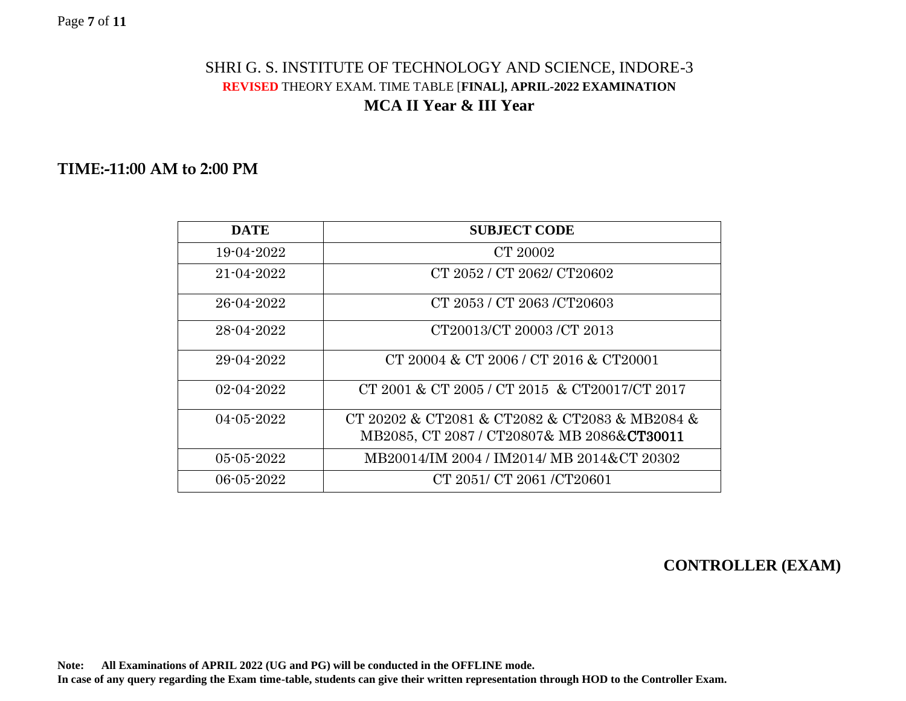# SHRI G. S. INSTITUTE OF TECHNOLOGY AND SCIENCE, INDORE-3

**REVISED** THEORY EXAM. TIME TABLE [**FINAL], APRIL-2022 EXAMINATION**

## MCA II Year & III Year

**TIME:-11:00 AM to 2:00 PM**

| DATE | SUBJECT CODE |
|---|---|
| 19-04-2022 | CT 20002 |
| 21-04-2022 | CT 2052 / CT 2062/ CT20602 |
| 26-04-2022 | CT 2053 / CT 2063 /CT20603 |
| 28-04-2022 | CT20013/CT 20003 /CT 2013 |
| 29-04-2022 | CT 20004 & CT 2006 / CT 2016 & CT20001 |
| 02-04-2022 | CT 2001 & CT 2005 / CT 2015 & CT20017/CT 2017 |
| 04-05-2022 | CT 20202 & CT2081 & CT2082 & CT2083 & MB2084 & MB2085, CT 2087 / CT20807& MB 2086&CT30011 |
| 05-05-2022 | MB20014/IM 2004 / IM2014/ MB 2014&CT 20302 |
| 06-05-2022 | CT 2051/ CT 2061 /CT20601 |

**CONTROLLER (EXAM)**

**Note: All Examinations of APRIL 2022 (UG and PG) will be conducted in the OFFLINE mode.**
**In case of any query regarding the Exam time-table, students can give their written representation through HOD to the Controller Exam.**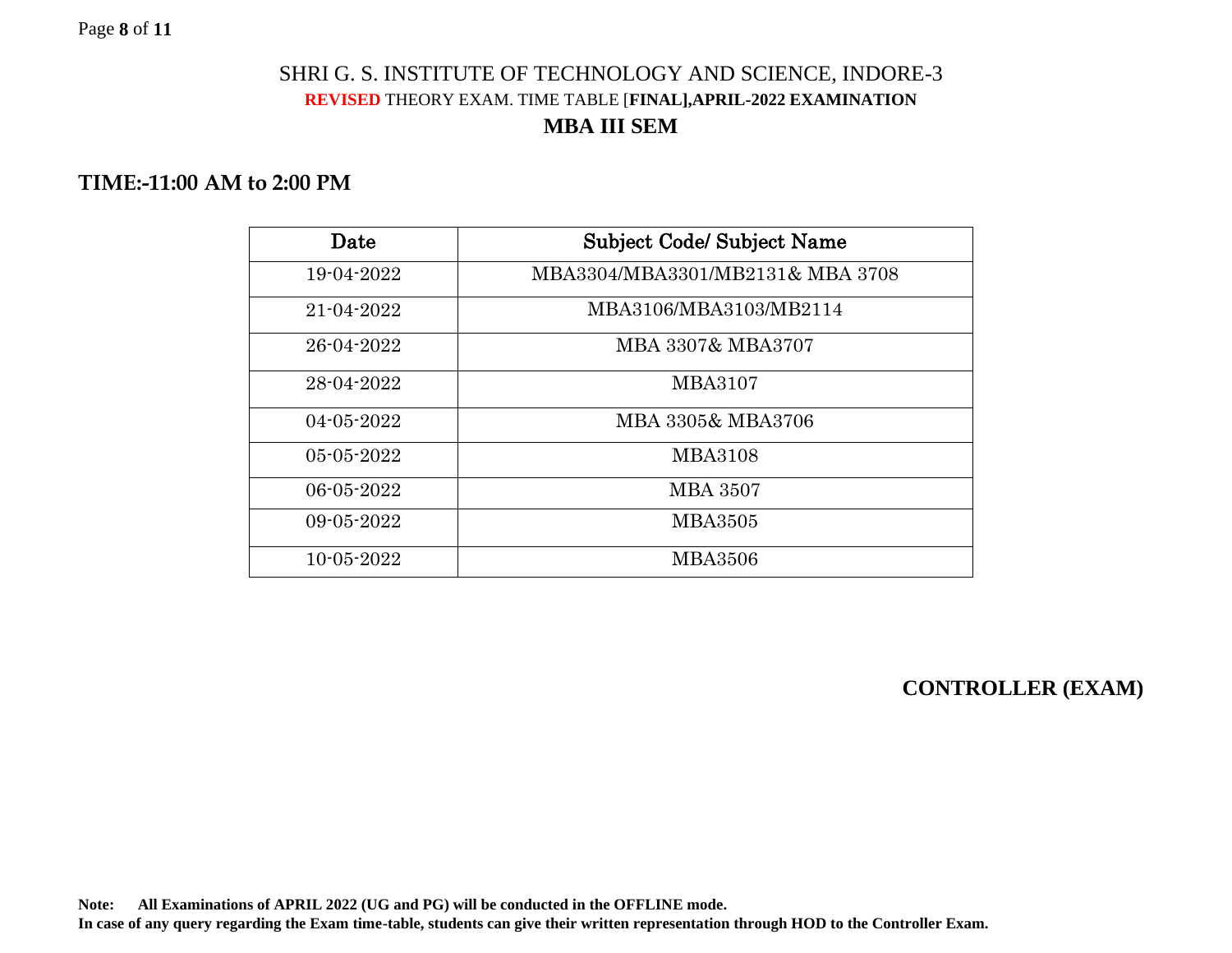# SHRI G. S. INSTITUTE OF TECHNOLOGY AND SCIENCE, INDORE-3

**REVISED** THEORY EXAM. TIME TABLE [**FINAL],APRIL-2022 EXAMINATION**

## MBA III SEM

**TIME:-11:00 AM to 2:00 PM**

| Date | Subject Code/ Subject Name |
|---|---|
| 19-04-2022 | MBA3304/MBA3301/MB2131& MBA 3708 |
| 21-04-2022 | MBA3106/MBA3103/MB2114 |
| 26-04-2022 | MBA 3307& MBA3707 |
| 28-04-2022 | MBA3107 |
| 04-05-2022 | MBA 3305& MBA3706 |
| 05-05-2022 | MBA3108 |
| 06-05-2022 | MBA 3507 |
| 09-05-2022 | MBA3505 |
| 10-05-2022 | MBA3506 |

**CONTROLLER (EXAM)**

**Note: All Examinations of APRIL 2022 (UG and PG) will be conducted in the OFFLINE mode.**
**In case of any query regarding the Exam time-table, students can give their written representation through HOD to the Controller Exam.**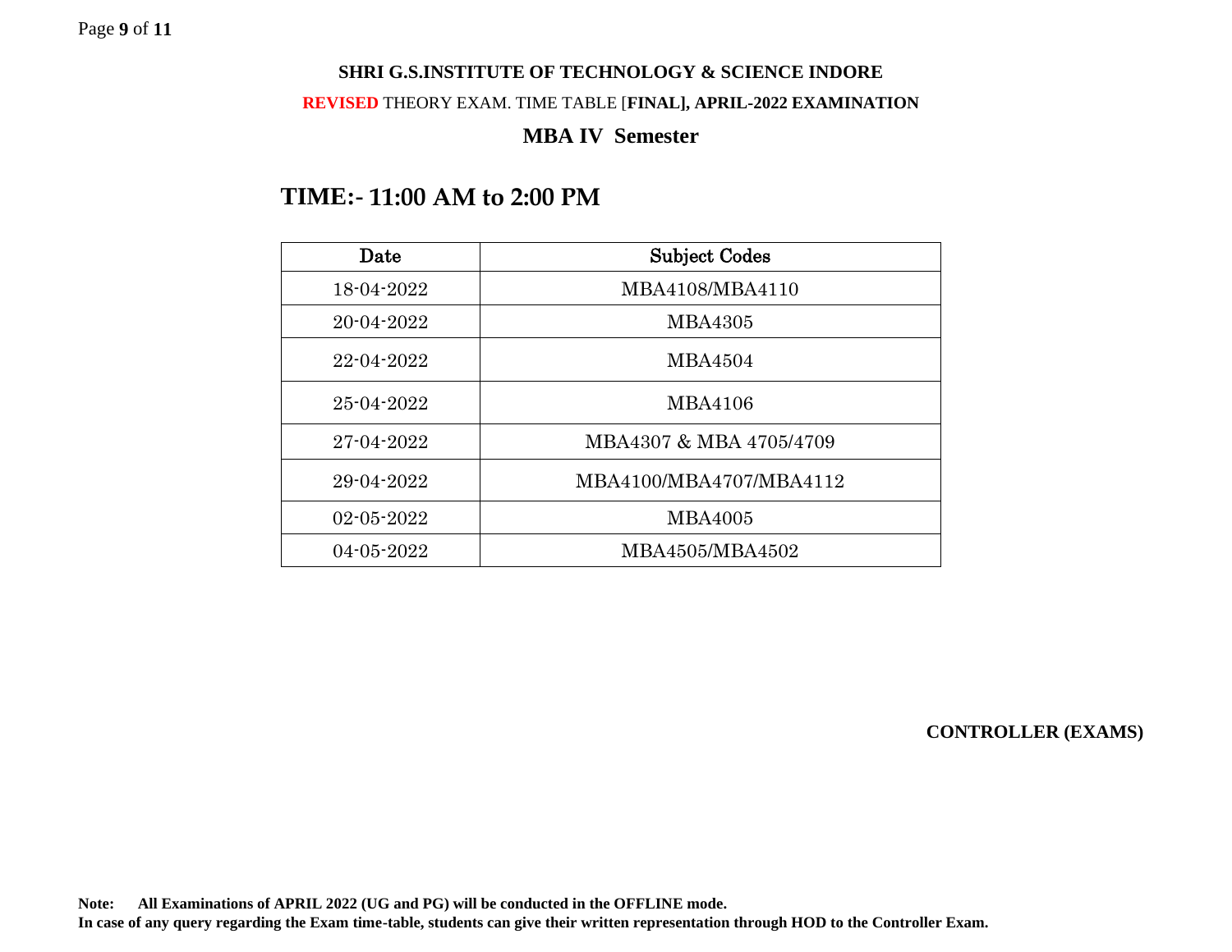**SHRI G.S.INSTITUTE OF TECHNOLOGY & SCIENCE INDORE**

**REVISED** THEORY EXAM. TIME TABLE [**FINAL], APRIL-2022 EXAMINATION**

## MBA IV Semester

## TIME:- 11:00 AM to 2:00 PM

| Date | Subject Codes |
|---|---|
| 18-04-2022 | MBA4108/MBA4110 |
| 20-04-2022 | MBA4305 |
| 22-04-2022 | MBA4504 |
| 25-04-2022 | MBA4106 |
| 27-04-2022 | MBA4307 & MBA 4705/4709 |
| 29-04-2022 | MBA4100/MBA4707/MBA4112 |
| 02-05-2022 | MBA4005 |
| 04-05-2022 | MBA4505/MBA4502 |

**CONTROLLER (EXAMS)**

**Note: All Examinations of APRIL 2022 (UG and PG) will be conducted in the OFFLINE mode.**
**In case of any query regarding the Exam time-table, students can give their written representation through HOD to the Controller Exam.**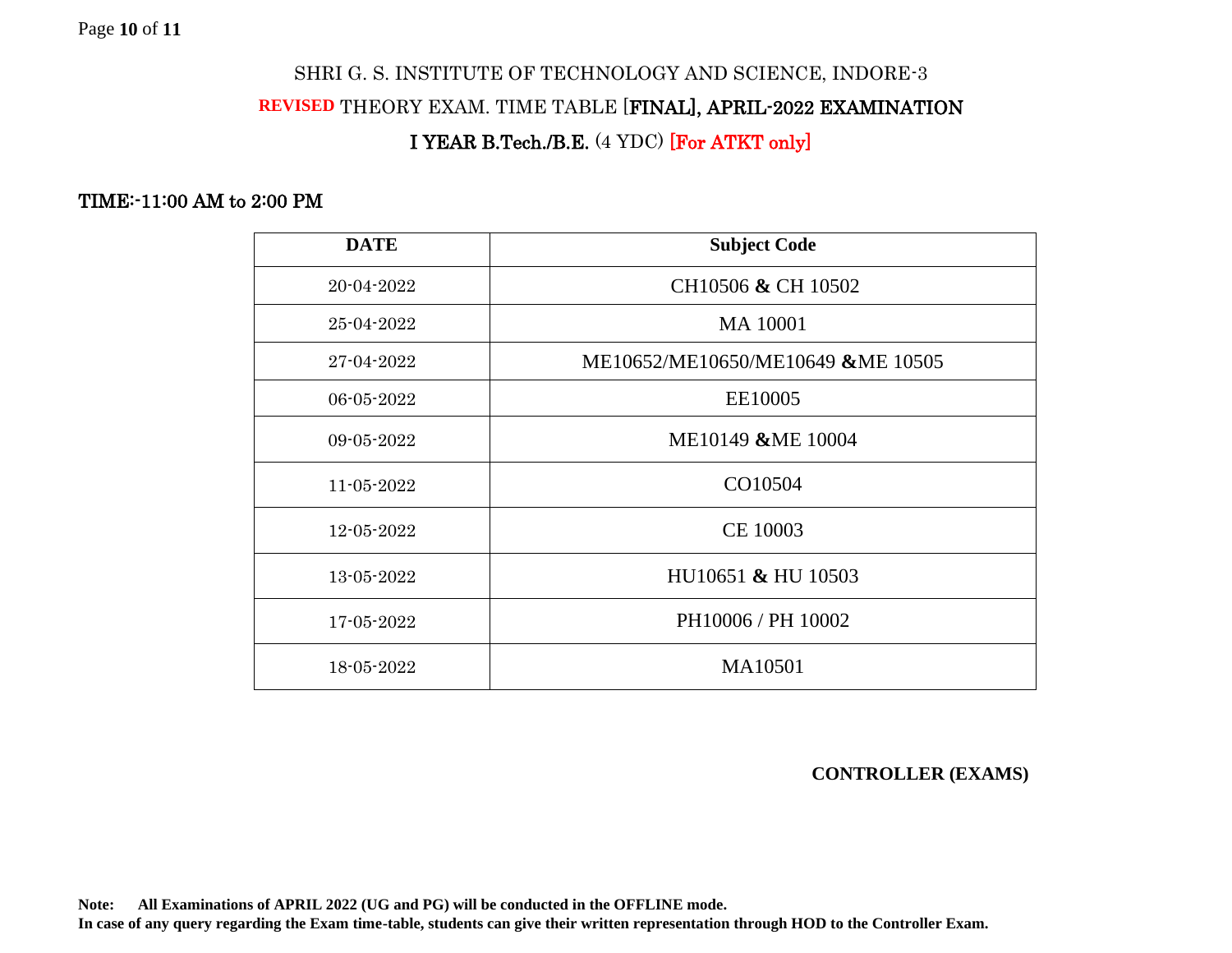# SHRI G. S. INSTITUTE OF TECHNOLOGY AND SCIENCE, INDORE-3

## REVISED THEORY EXAM. TIME TABLE [FINAL], APRIL-2022 EXAMINATION

## I YEAR B.Tech./B.E. (4 YDC) [For ATKT only]

**TIME:-11:00 AM to 2:00 PM**

| DATE | Subject Code |
|---|---|
| 20-04-2022 | CH10506 **&** CH 10502 |
| 25-04-2022 | MA 10001 |
| 27-04-2022 | ME10652/ME10650/ME10649 **&**ME 10505 |
| 06-05-2022 | EE10005 |
| 09-05-2022 | ME10149 **&**ME 10004 |
| 11-05-2022 | CO10504 |
| 12-05-2022 | CE 10003 |
| 13-05-2022 | HU10651 **&** HU 10503 |
| 17-05-2022 | PH10006 / PH 10002 |
| 18-05-2022 | MA10501 |

**CONTROLLER (EXAMS)**

**Note: All Examinations of APRIL 2022 (UG and PG) will be conducted in the OFFLINE mode.**
**In case of any query regarding the Exam time-table, students can give their written representation through HOD to the Controller Exam.**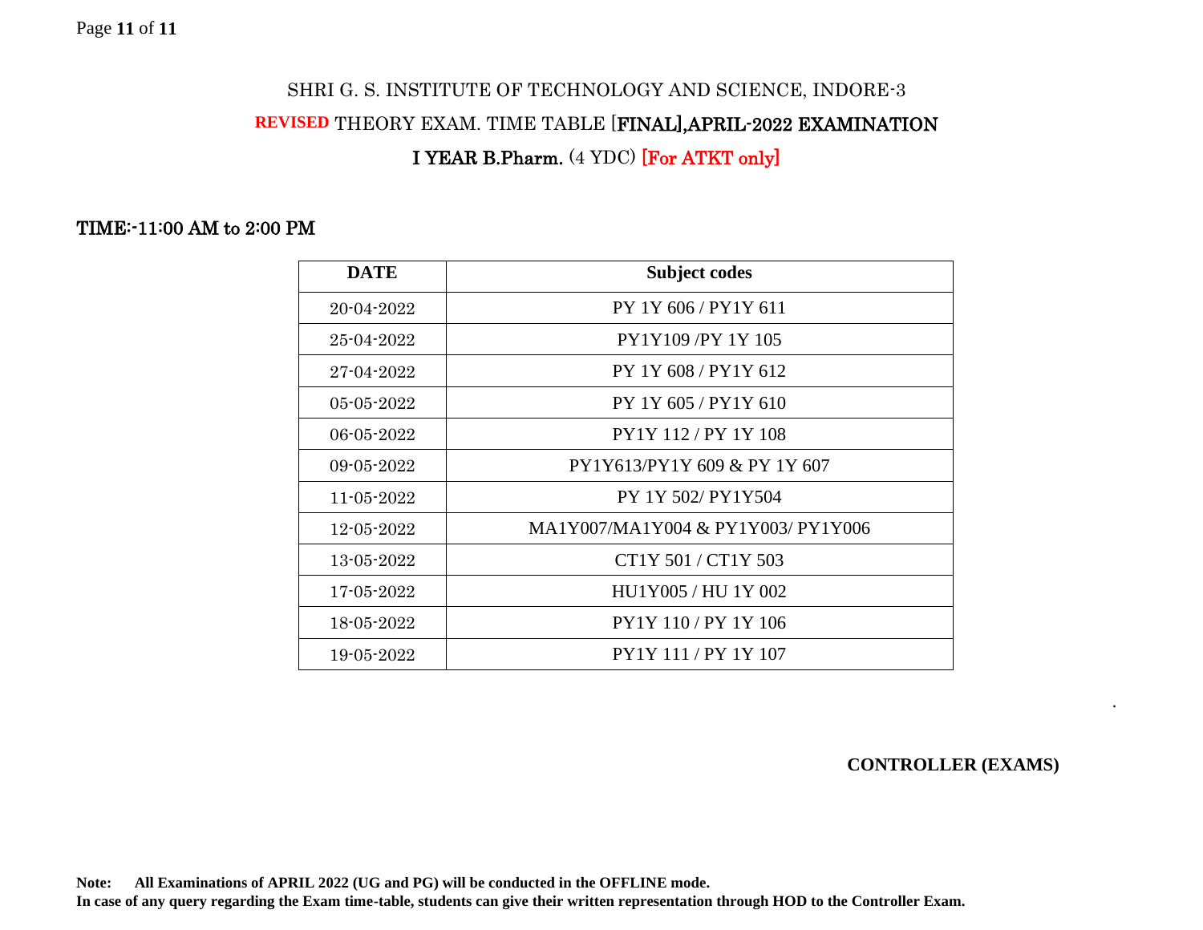SHRI G. S. INSTITUTE OF TECHNOLOGY AND SCIENCE, INDORE-3

**REVISED** THEORY EXAM. TIME TABLE [FINAL],APRIL-2022 EXAMINATION

**I YEAR B.Pharm.** (4 YDC) [For ATKT only]

TIME:-11:00 AM to 2:00 PM

| DATE | Subject codes |
|---|---|
| 20-04-2022 | PY 1Y 606 / PY1Y 611 |
| 25-04-2022 | PY1Y109 /PY 1Y 105 |
| 27-04-2022 | PY 1Y 608 / PY1Y 612 |
| 05-05-2022 | PY 1Y 605 / PY1Y 610 |
| 06-05-2022 | PY1Y 112 / PY 1Y 108 |
| 09-05-2022 | PY1Y613/PY1Y 609 & PY 1Y 607 |
| 11-05-2022 | PY 1Y 502/ PY1Y504 |
| 12-05-2022 | MA1Y007/MA1Y004 & PY1Y003/ PY1Y006 |
| 13-05-2022 | CT1Y 501 / CT1Y 503 |
| 17-05-2022 | HU1Y005 / HU 1Y 002 |
| 18-05-2022 | PY1Y 110 / PY 1Y 106 |
| 19-05-2022 | PY1Y 111 / PY 1Y 107 |

**CONTROLLER (EXAMS)**

**Note: All Examinations of APRIL 2022 (UG and PG) will be conducted in the OFFLINE mode.**
**In case of any query regarding the Exam time-table, students can give their written representation through HOD to the Controller Exam.**